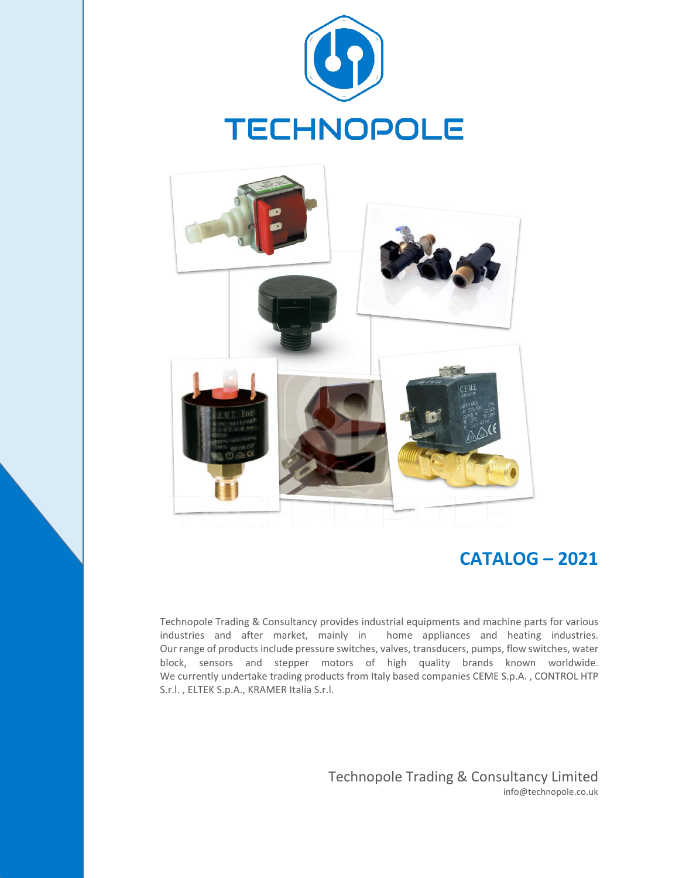# TECHNOPOLE

## CATALOG – 2021

Technopole Trading & Consultancy provides industrial equipments and machine parts for various industries and after market, mainly in home appliances and heating industries. Our range of products include pressure switches, valves, transducers, pumps, flow switches, water block, sensors and stepper motors of high quality brands known worldwide. We currently undertake trading products from Italy based companies CEME S.p.A. , CONTROL HTP S.r.l. , ELTEK S.p.A., KRAMER Italia S.r.l.

Technopole Trading & Consultancy Limited
info@technopole.co.uk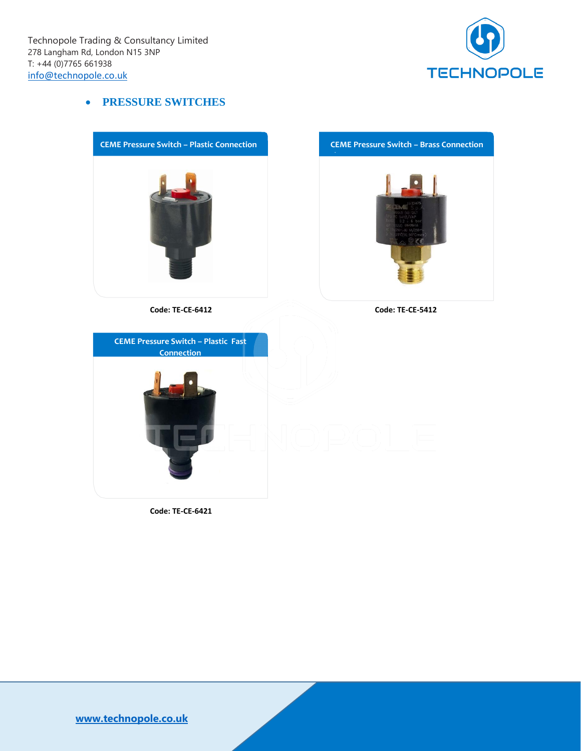Technopole Trading & Consultancy Limited
278 Langham Rd, London N15 3NP
T: +44 (0)7765 661938
info@technopole.co.uk

- **PRESSURE SWITCHES**

**CEME Pressure Switch – Plastic Connection**

**Code: TE-CE-6412**

**CEME Pressure Switch – Brass Connection**

**Code: TE-CE-5412**

**CEME Pressure Switch – Plastic Fast Connection**

**Code: TE-CE-6421**

www.technopole.co.uk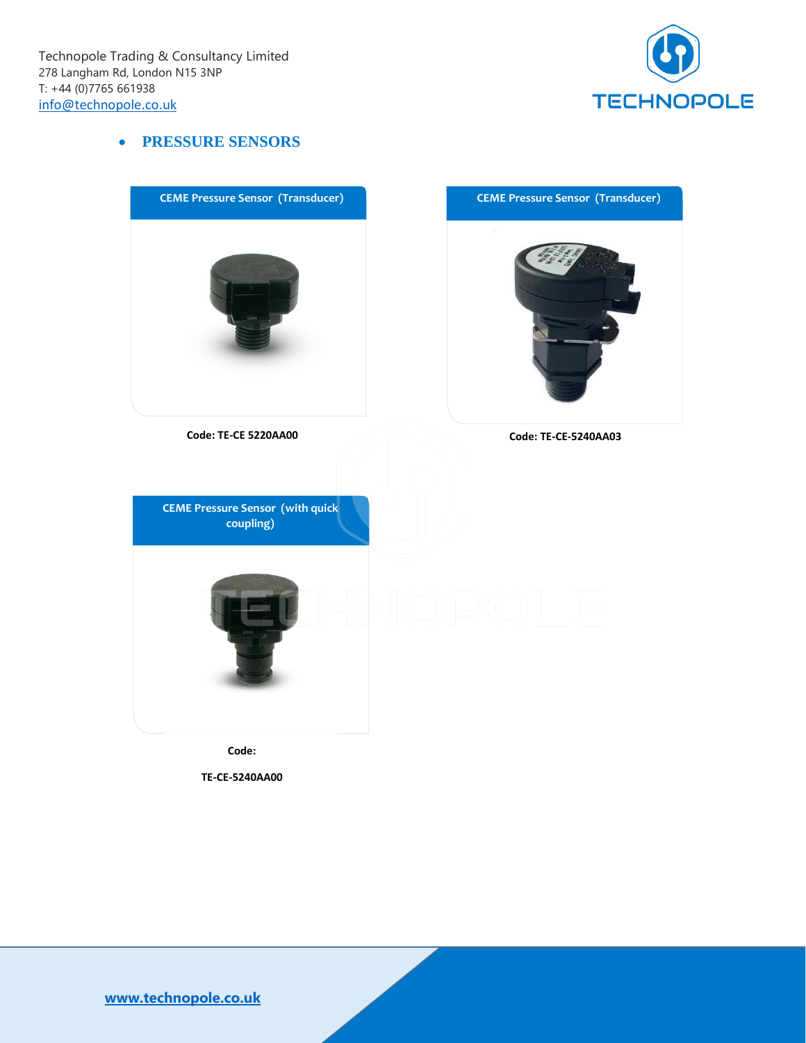Technopole Trading & Consultancy Limited
278 Langham Rd, London N15 3NP
T: +44 (0)7765 661938
info@technopole.co.uk

- **PRESSURE SENSORS**

**CEME Pressure Sensor (Transducer)**

**Code: TE-CE 5220AA00**

**CEME Pressure Sensor (Transducer)**

**Code: TE-CE-5240AA03**

**CEME Pressure Sensor (with quick coupling)**

**Code:**

**TE-CE-5240AA00**

www.technopole.co.uk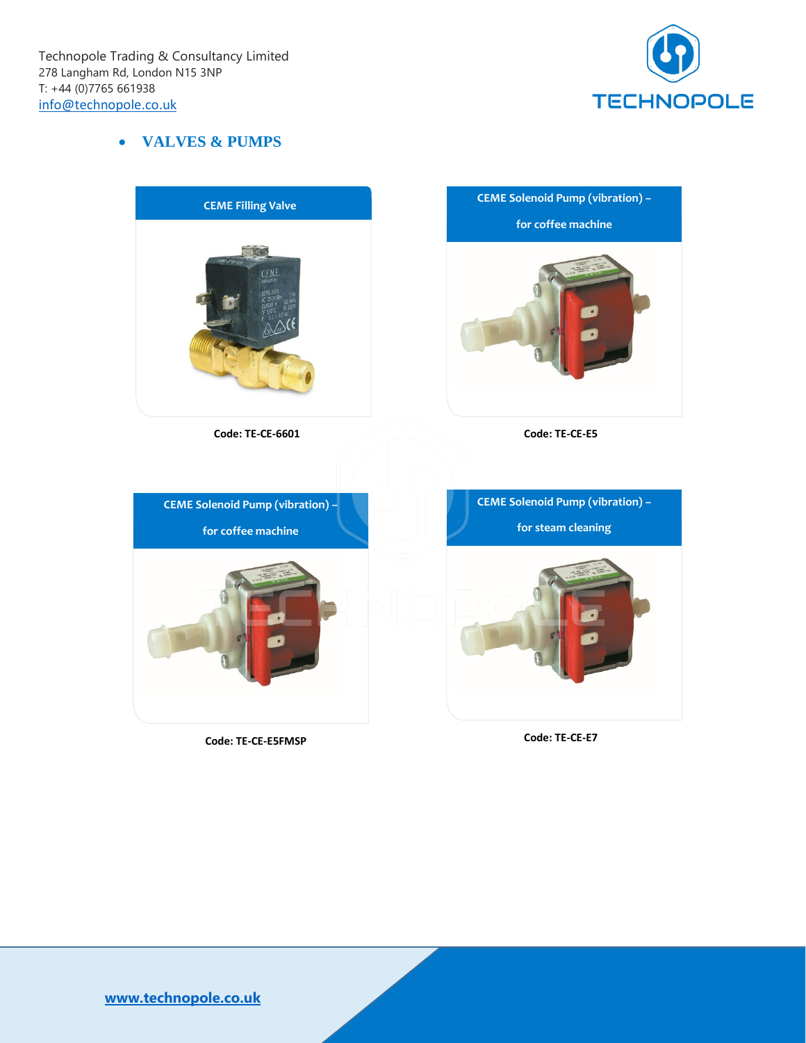Technopole Trading & Consultancy Limited
278 Langham Rd, London N15 3NP
T: +44 (0)7765 661938
info@technopole.co.uk

- **VALUES & PUMPS**

**CEME Filling Valve**

**Code: TE-CE-6601**

**CEME Solenoid Pump (vibration) – for coffee machine**

**Code: TE-CE-E5**

**CEME Solenoid Pump (vibration) – for coffee machine**

**Code: TE-CE-E5FMSP**

**CEME Solenoid Pump (vibration) – for steam cleaning**

**Code: TE-CE-E7**

www.technopole.co.uk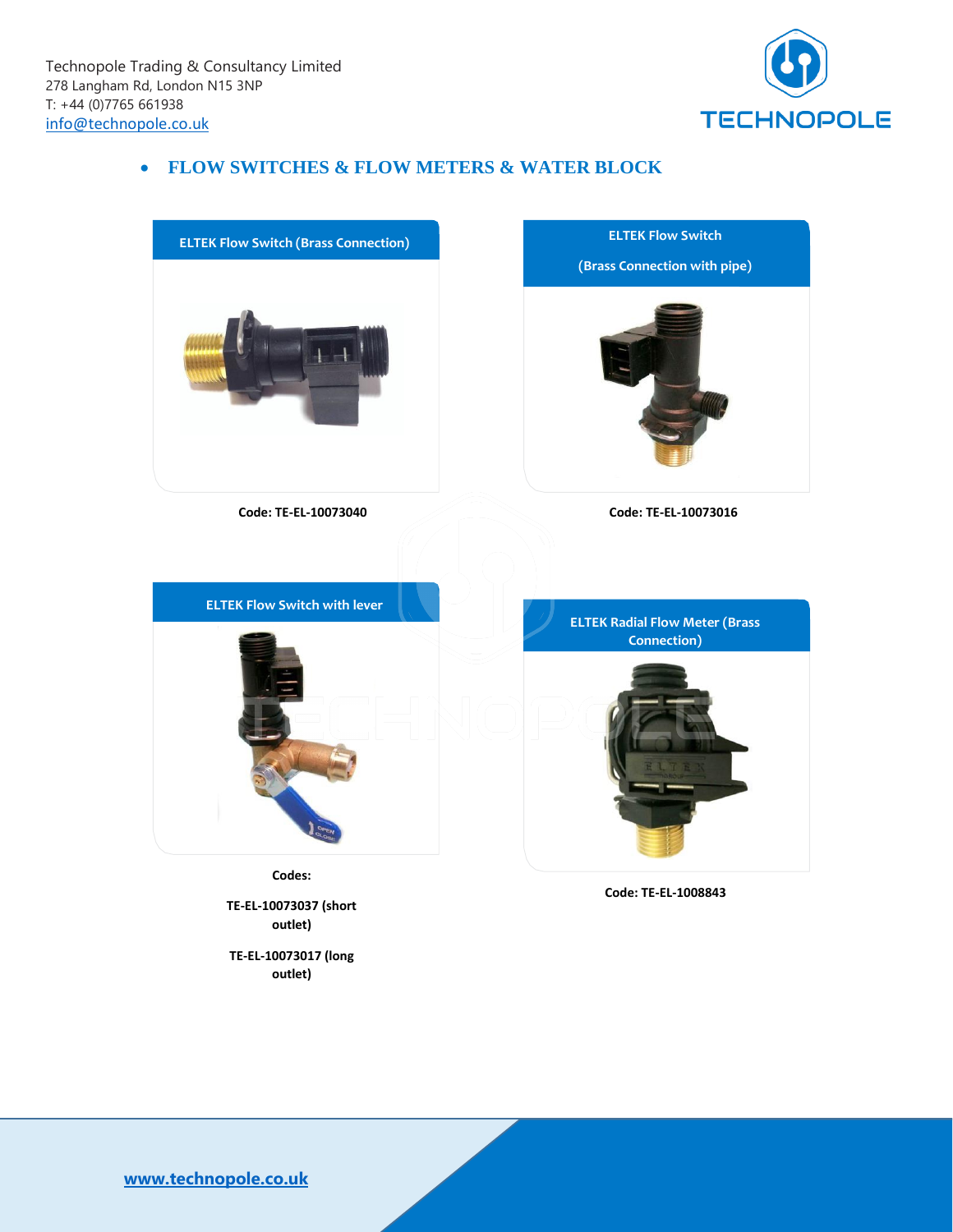Technopole Trading & Consultancy Limited
278 Langham Rd, London N15 3NP
T: +44 (0)7765 661938
info@technopole.co.uk

- **FLOW SWITCHES & FLOW METERS & WATER BLOCK**

**ELTEK Flow Switch (Brass Connection)**

**Code: TE-EL-10073040**

**ELTEK Flow Switch**

**(Brass Connection with pipe)**

**Code: TE-EL-10073016**

**ELTEK Flow Switch with lever**

**Codes:**

**TE-EL-10073037 (short outlet)**

**TE-EL-10073017 (long outlet)**

**ELTEK Radial Flow Meter (Brass Connection)**

**Code: TE-EL-1008843**

www.technopole.co.uk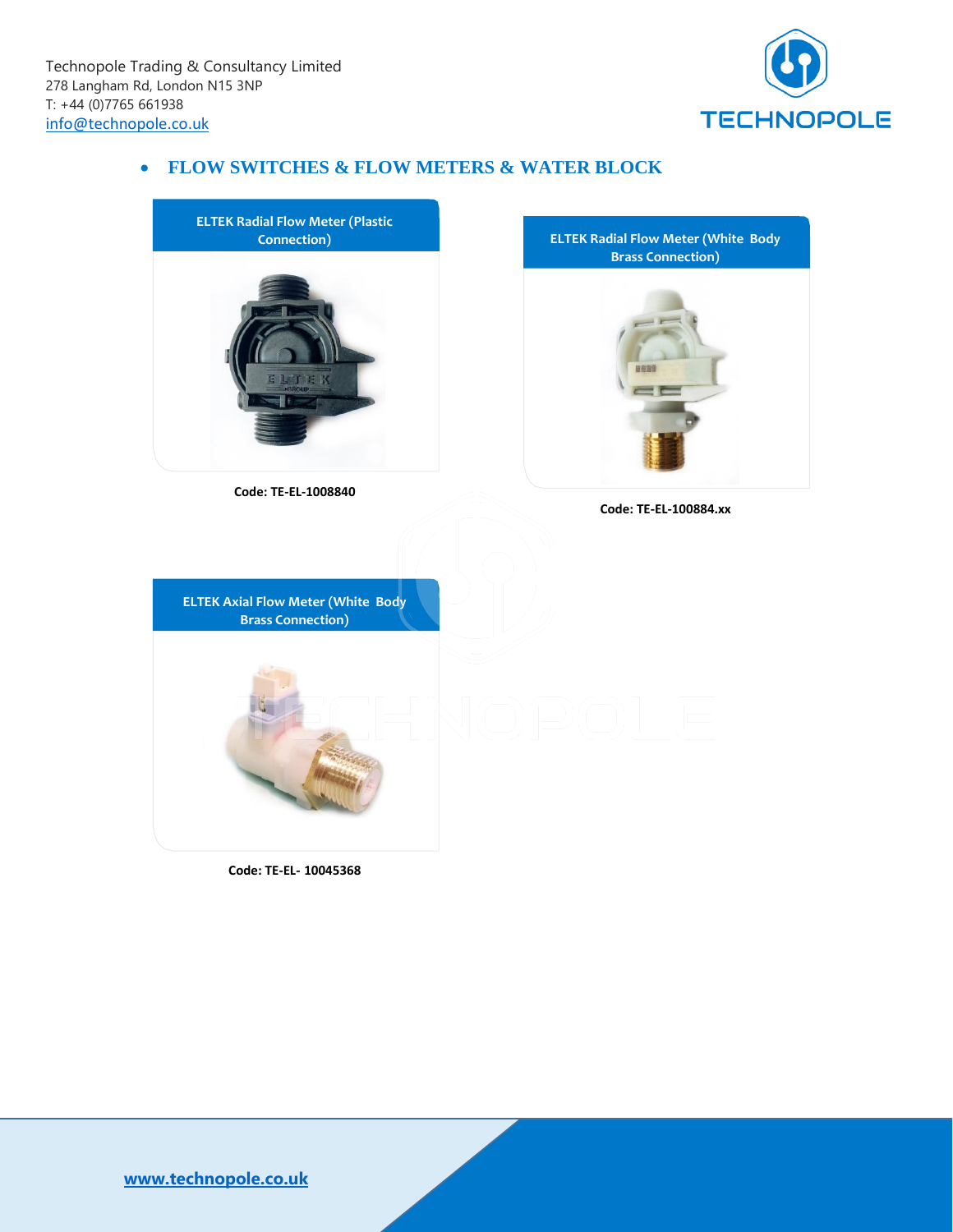Technopole Trading & Consultancy Limited
278 Langham Rd, London N15 3NP
T: +44 (0)7765 661938
info@technopole.co.uk

- **FLOW SWITCHES & FLOW METERS & WATER BLOCK**

**ELTEK Radial Flow Meter (Plastic Connection)**

**Code: TE-EL-1008840**

**ELTEK Radial Flow Meter (White Body Brass Connection)**

**Code: TE-EL-100884.xx**

**ELTEK Axial Flow Meter (White Body Brass Connection)**

**Code: TE-EL- 10045368**

www.technopole.co.uk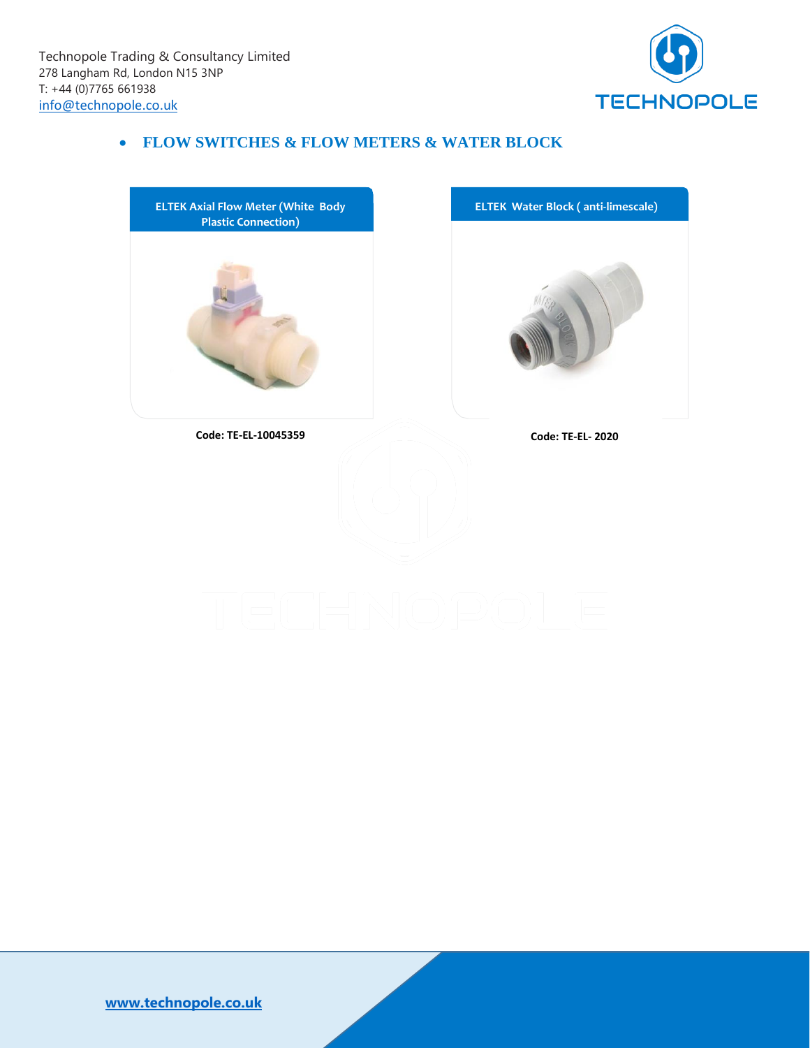Technopole Trading & Consultancy Limited
278 Langham Rd, London N15 3NP
T: +44 (0)7765 661938
info@technopole.co.uk

- **FLOW SWITCHES & FLOW METERS & WATER BLOCK**

**ELTEK Axial Flow Meter (White Body Plastic Connection)**

**Code: TE-EL-10045359**

**ELTEK Water Block ( anti-limescale)**

**Code: TE-EL- 2020**

www.technopole.co.uk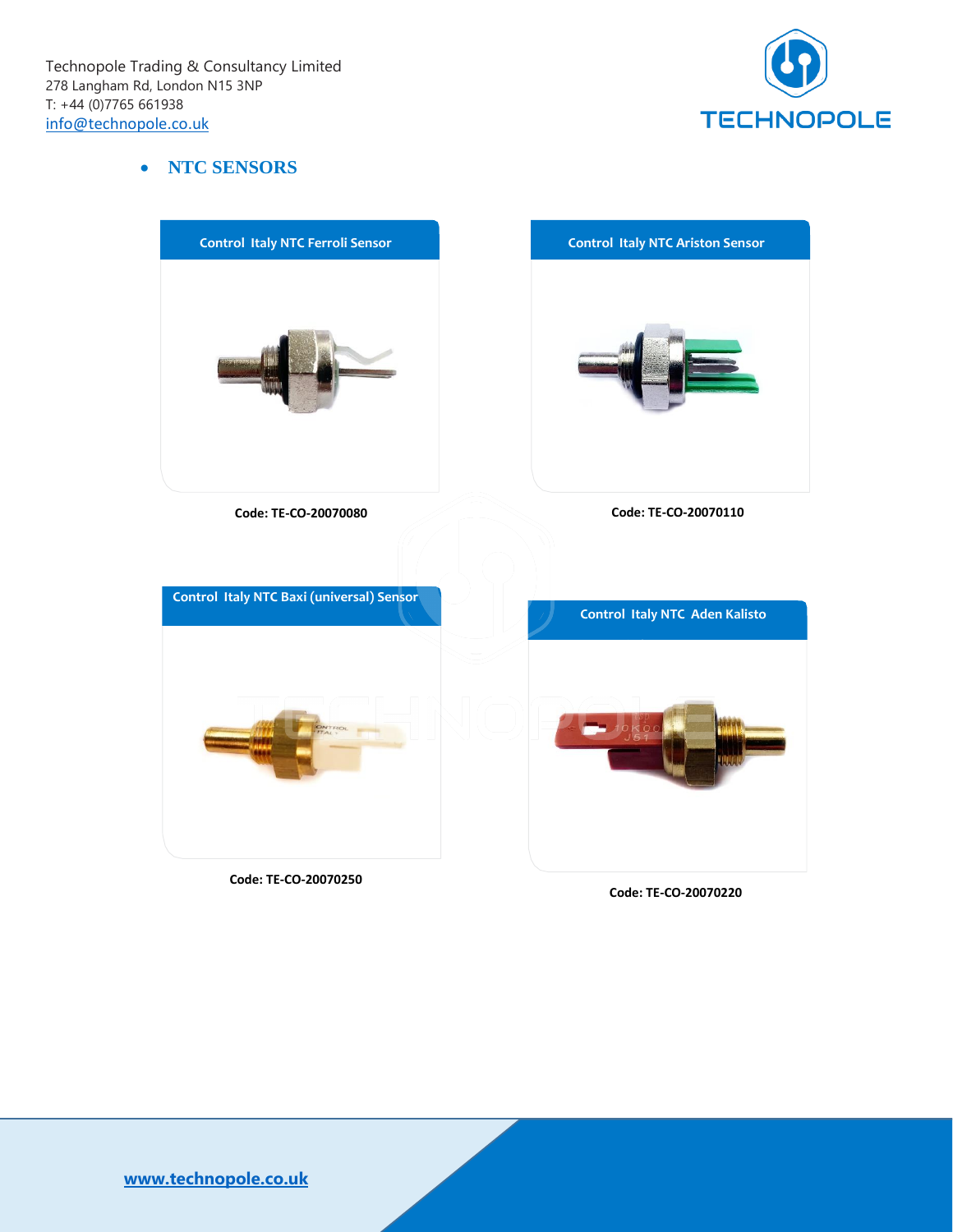Technopole Trading & Consultancy Limited
278 Langham Rd, London N15 3NP
T: +44 (0)7765 661938
info@technopole.co.uk

- **NTC SENSORS**

**Control Italy NTC Ferroli Sensor**

**Code: TE-CO-20070080**

**Control Italy NTC Ariston Sensor**

**Code: TE-CO-20070110**

**Control Italy NTC Baxi (universal) Sensor**

**Code: TE-CO-20070250**

**Control Italy NTC Aden Kalisto**

**Code: TE-CO-20070220**

www.technopole.co.uk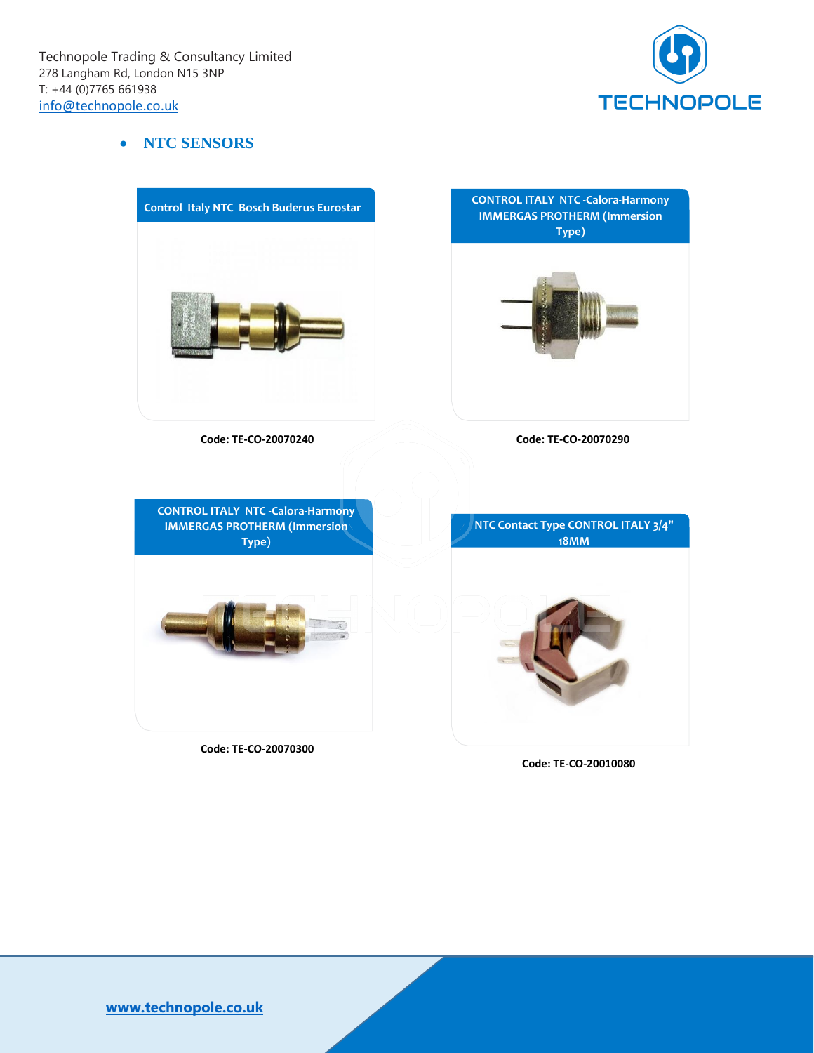Technopole Trading & Consultancy Limited
278 Langham Rd, London N15 3NP
T: +44 (0)7765 661938
info@technopole.co.uk

- **NTC SENSORS**

**Control Italy NTC Bosch Buderus Eurostar**

**Code: TE-CO-20070240**

**CONTROL ITALY NTC -Calora-Harmony IMMERGAS PROTHERM (Immersion Type)**

**Code: TE-CO-20070290**

**CONTROL ITALY NTC -Calora-Harmony IMMERGAS PROTHERM (Immersion Type)**

**Code: TE-CO-20070300**

**NTC Contact Type CONTROL ITALY 3/4" 18MM**

**Code: TE-CO-20010080**

www.technopole.co.uk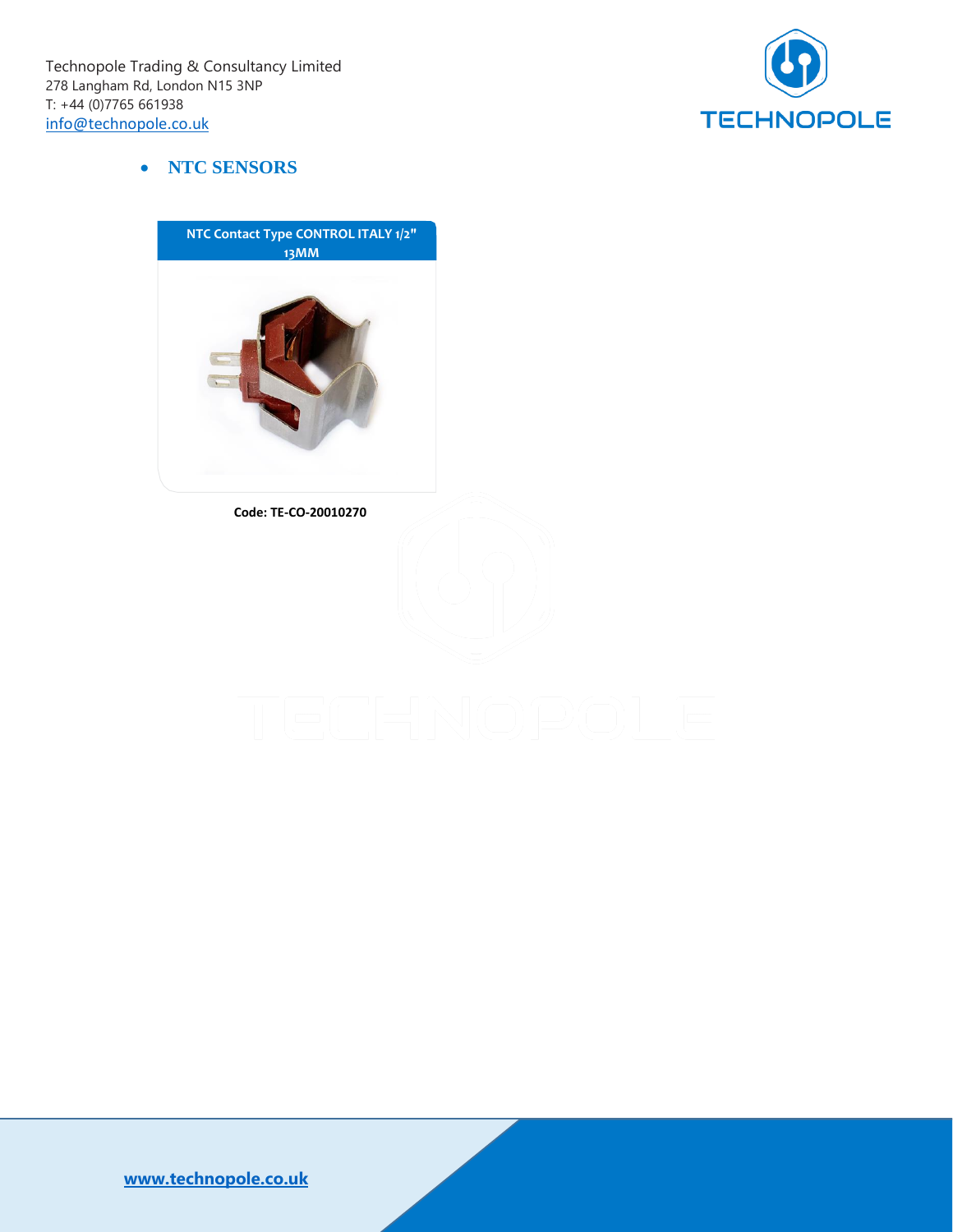Technopole Trading & Consultancy Limited
278 Langham Rd, London N15 3NP
T: +44 (0)7765 661938
info@technopole.co.uk

- **NTC SENSORS**

**NTC Contact Type CONTROL ITALY 1/2" 13MM**

**Code: TE-CO-20010270**

www.technopole.co.uk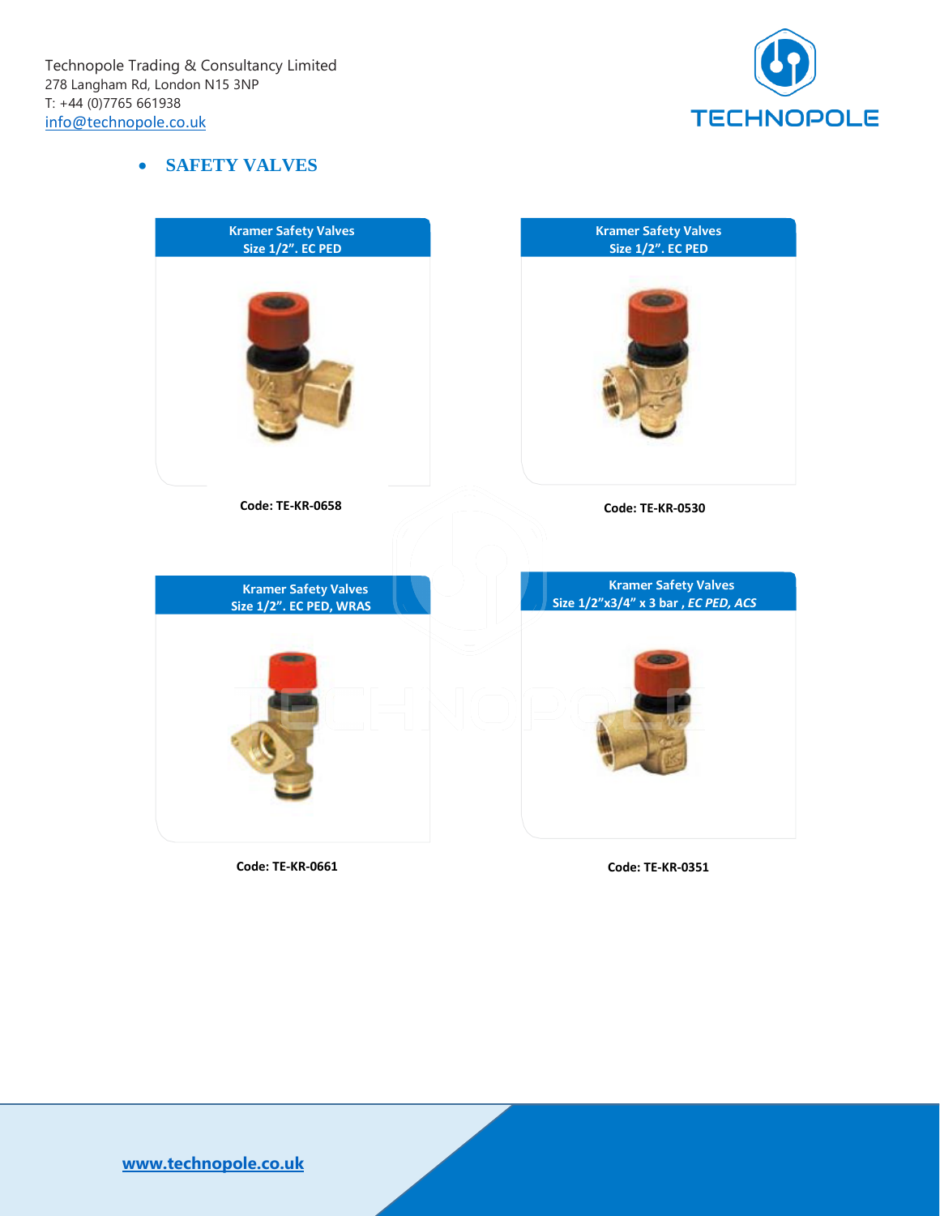Technopole Trading & Consultancy Limited
278 Langham Rd, London N15 3NP
T: +44 (0)7765 661938
info@technopole.co.uk

- **SAFETY VALVES**

**Kramer Safety Valves**
**Size 1/2”. EC PED**

**Code: TE-KR-0658**

**Kramer Safety Valves**
**Size 1/2”. EC PED**

**Code: TE-KR-0530**

**Kramer Safety Valves**
**Size 1/2”. EC PED, WRAS**

**Code: TE-KR-0661**

**Kramer Safety Valves**
**Size 1/2”x3/4” x 3 bar ,** ***EC PED, ACS***

**Code: TE-KR-0351**

www.technopole.co.uk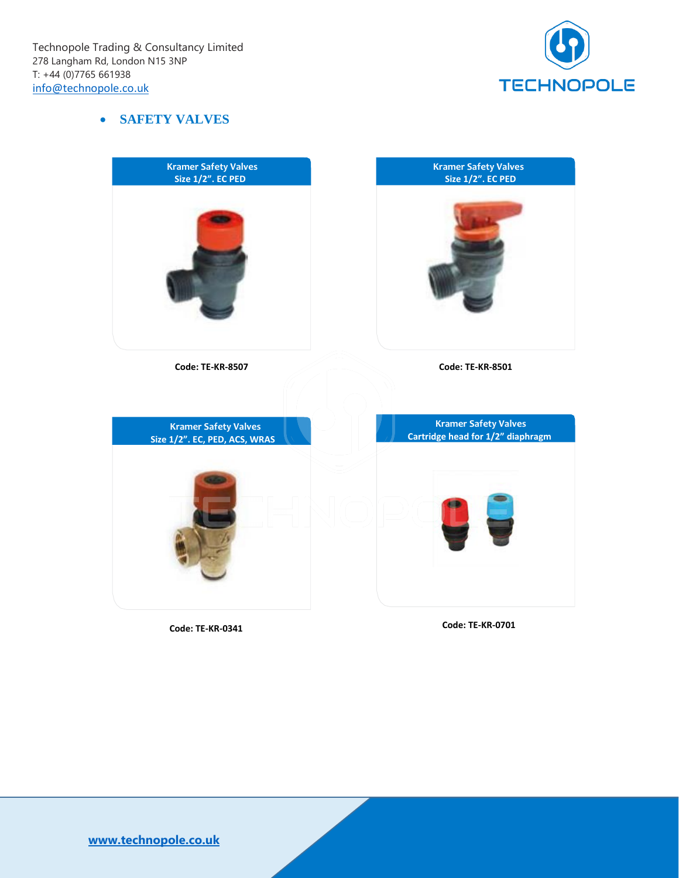Technopole Trading & Consultancy Limited
278 Langham Rd, London N15 3NP
T: +44 (0)7765 661938
info@technopole.co.uk

- **SAFETY VALVES**

**Kramer Safety Valves**
**Size 1/2". EC PED**

**Code: TE-KR-8507**

**Kramer Safety Valves**
**Size 1/2". EC PED**

**Code: TE-KR-8501**

**Kramer Safety Valves**
**Size 1/2". EC, PED, ACS, WRAS**

**Code: TE-KR-0341**

**Kramer Safety Valves**
**Cartridge head for 1/2" diaphragm**

**Code: TE-KR-0701**

www.technopole.co.uk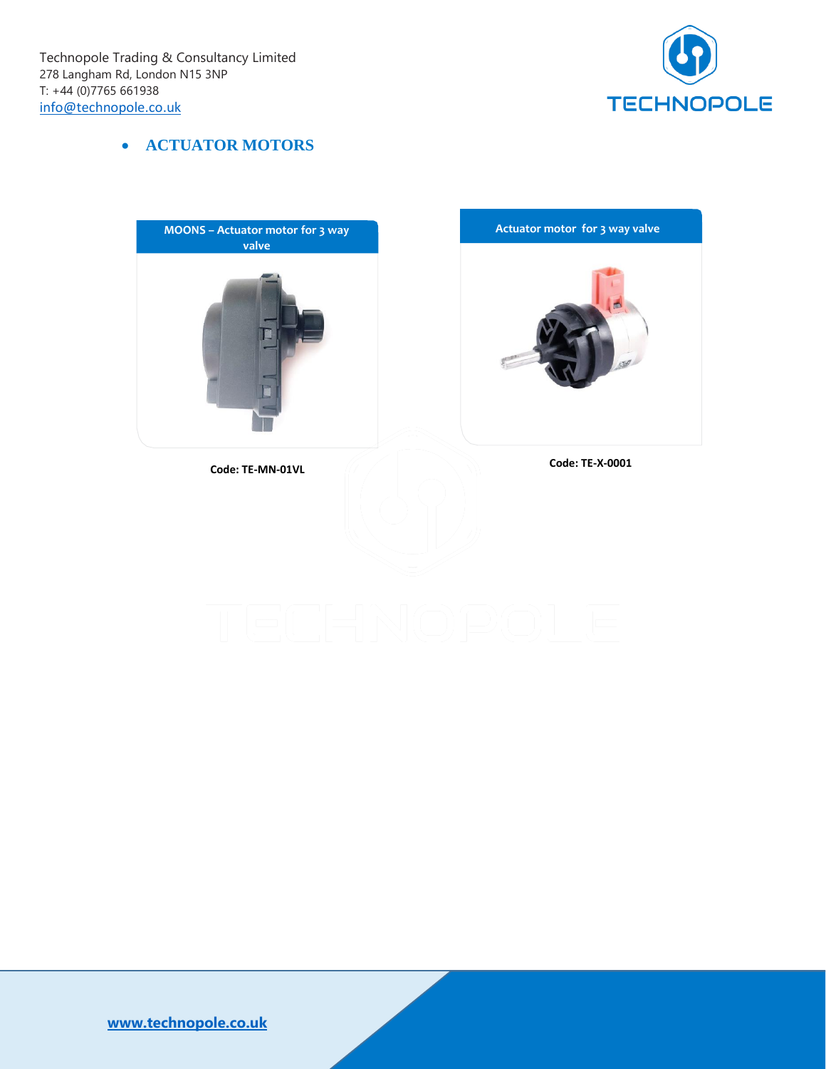Technopole Trading & Consultancy Limited
278 Langham Rd, London N15 3NP
T: +44 (0)7765 661938
info@technopole.co.uk

- **ACTUATOR MOTORS**

**MOONS – Actuator motor for 3 way valve**

**Code: TE-MN-01VL**

**Actuator motor for 3 way valve**

**Code: TE-X-0001**

www.technopole.co.uk